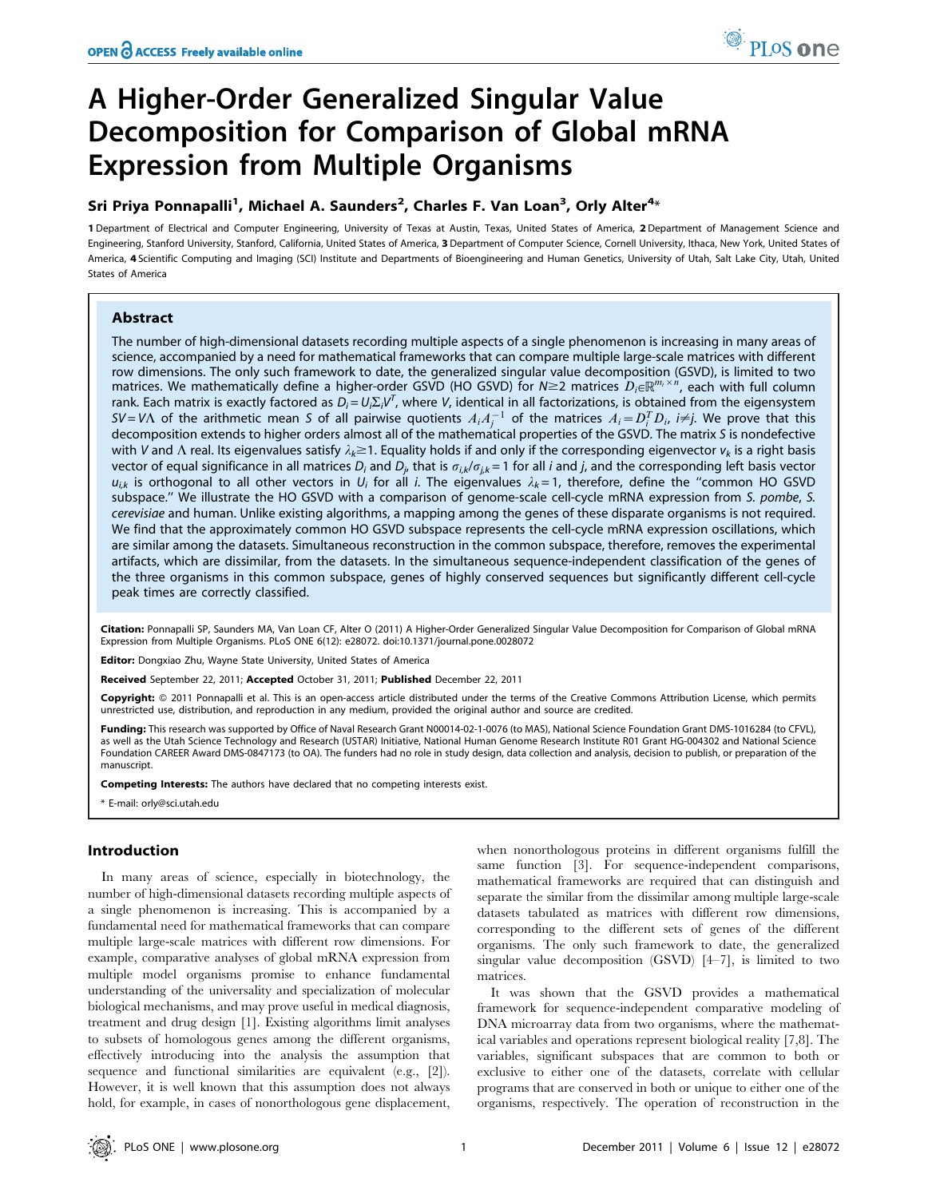# A Higher-Order Generalized Singular Value Decomposition for Comparison of Global mRNA Expression from Multiple Organisms

**Sri Priya Ponnapalli[1], Michael A. Saunders[2], Charles F. Van Loan[3], Orly Alter[4]***

1 Department of Electrical and Computer Engineering, University of Texas at Austin, Texas, United States of America, 2 Department of Management Science and Engineering, Stanford University, Stanford, California, United States of America, 3 Department of Computer Science, Cornell University, Ithaca, New York, United States of America, 4 Scientific Computing and Imaging (SCI) Institute and Departments of Bioengineering and Human Genetics, University of Utah, Salt Lake City, Utah, United States of America

## Abstract

The number of high-dimensional datasets recording multiple aspects of a single phenomenon is increasing in many areas of science, accompanied by a need for mathematical frameworks that can compare multiple large-scale matrices with different row dimensions. The only such framework to date, the generalized singular value decomposition (GSVD), is limited to two matrices. We mathematically define a higher-order GSVD (HO GSVD) for $N \geq 2$ matrices $D_i \in \mathbb{R}^{m_i \times n}$, each with full column rank. Each matrix is exactly factored as $D_i = U_i \Sigma_i V^T$, where $V$, identical in all factorizations, is obtained from the eigensystem $SV = V\Lambda$ of the arithmetic mean $S$ of all pairwise quotients $A_i A_j^{-1}$ of the matrices $A_i = D_i^T D_i$, $i \neq j$. We prove that this decomposition extends to higher orders almost all of the mathematical properties of the GSVD. The matrix $S$ is nondefective with $V$ and $\Lambda$ real. Its eigenvalues satisfy $\lambda_k \geq 1$. Equality holds if and only if the corresponding eigenvector $v_k$ is a right basis vector of equal significance in all matrices $D_i$ and $D_j$, that is $\sigma_{i,k}/\sigma_{j,k} = 1$ for all $i$ and $j$, and the corresponding left basis vector $u_{i,k}$ is orthogonal to all other vectors in $U_i$ for all $i$. The eigenvalues $\lambda_k = 1$, therefore, define the "common HO GSVD subspace." We illustrate the HO GSVD with a comparison of genome-scale cell-cycle mRNA expression from *S. pombe*, *S. cerevisiae* and human. Unlike existing algorithms, a mapping among the genes of these disparate organisms is not required. We find that the approximately common HO GSVD subspace represents the cell-cycle mRNA expression oscillations, which are similar among the datasets. Simultaneous reconstruction in the common subspace, therefore, removes the experimental artifacts, which are dissimilar, from the datasets. In the simultaneous sequence-independent classification of the genes of the three organisms in this common subspace, genes of highly conserved sequences but significantly different cell-cycle peak times are correctly classified.

**Citation:** Ponnapalli SP, Saunders MA, Van Loan CF, Alter O (2011) A Higher-Order Generalized Singular Value Decomposition for Comparison of Global mRNA Expression from Multiple Organisms. PLoS ONE 6(12): e28072. doi:10.1371/journal.pone.0028072

**Editor:** Dongxiao Zhu, Wayne State University, United States of America

**Received** September 22, 2011; **Accepted** October 31, 2011; **Published** December 22, 2011

**Copyright:** © 2011 Ponnapalli et al. This is an open-access article distributed under the terms of the Creative Commons Attribution License, which permits unrestricted use, distribution, and reproduction in any medium, provided the original author and source are credited.

**Funding:** This research was supported by Office of Naval Research Grant N00014-02-1-0076 (to MAS), National Science Foundation Grant DMS-1016284 (to CFVL), as well as the Utah Science Technology and Research (USTAR) Initiative, National Human Genome Research Institute R01 Grant HG-004302 and National Science Foundation CAREER Award DMS-0847173 (to OA). The funders had no role in study design, data collection and analysis, decision to publish, or preparation of the manuscript.

**Competing Interests:** The authors have declared that no competing interests exist.

\* E-mail: orly@sci.utah.edu

## Introduction

In many areas of science, especially in biotechnology, the number of high-dimensional datasets recording multiple aspects of a single phenomenon is increasing. This is accompanied by a fundamental need for mathematical frameworks that can compare multiple large-scale matrices with different row dimensions. For example, comparative analyses of global mRNA expression from multiple model organisms promise to enhance fundamental understanding of the universality and specialization of molecular biological mechanisms, and may prove useful in medical diagnosis, treatment and drug design [1]. Existing algorithms limit analyses to subsets of homologous genes among the different organisms, effectively introducing into the analysis the assumption that sequence and functional similarities are equivalent (e.g., [2]). However, it is well known that this assumption does not always hold, for example, in cases of nonorthologous gene displacement, when nonorthologous proteins in different organisms fulfill the same function [3]. For sequence-independent comparisons, mathematical frameworks are required that can distinguish and separate the similar from the dissimilar among multiple large-scale datasets tabulated as matrices with different row dimensions, corresponding to the different sets of genes of the different organisms. The only such framework to date, the generalized singular value decomposition (GSVD) [4–7], is limited to two matrices.

It was shown that the GSVD provides a mathematical framework for sequence-independent comparative modeling of DNA microarray data from two organisms, where the mathematical variables and operations represent biological reality [7,8]. The variables, significant subspaces that are common to both or exclusive to either one of the datasets, correlate with cellular programs that are conserved in both or unique to either one of the organisms, respectively. The operation of reconstruction in the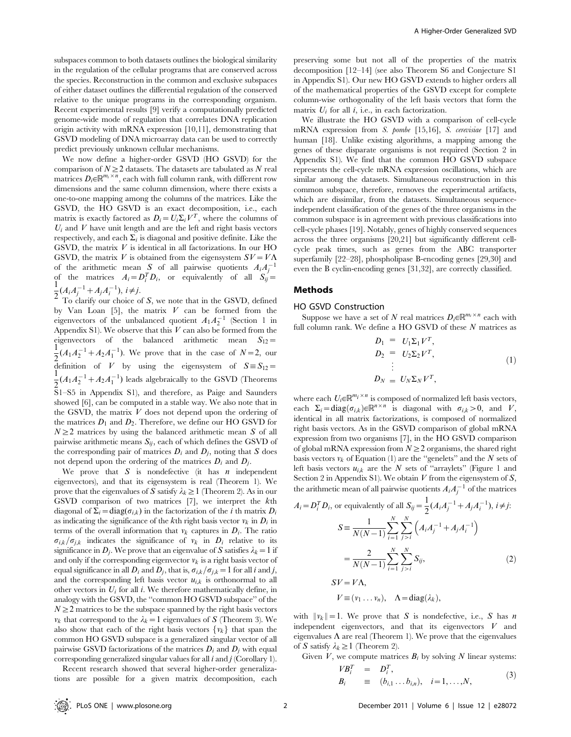subspaces common to both datasets outlines the biological similarity in the regulation of the cellular programs that are conserved across the species. Reconstruction in the common and exclusive subspaces of either dataset outlines the differential regulation of the conserved relative to the unique programs in the corresponding organism. Recent experimental results [9] verify a computationally predicted genome-wide mode of regulation that correlates DNA replication origin activity with mRNA expression [10,11], demonstrating that GSVD modeling of DNA microarray data can be used to correctly predict previously unknown cellular mechanisms.

We now define a higher-order GSVD (HO GSVD) for the comparison of $N \geq 2$ datasets. The datasets are tabulated as $N$ real matrices $D_i \in \mathbb{R}^{m_i \times n}$, each with full column rank, with different row dimensions and the same column dimension, where there exists a one-to-one mapping among the columns of the matrices. Like the GSVD, the HO GSVD is an exact decomposition, i.e., each matrix is exactly factored as $D_i = U_i \Sigma_i V^T$, where the columns of $U_i$ and $V$ have unit length and are the left and right basis vectors respectively, and each $\Sigma_i$ is diagonal and positive definite. Like the GSVD, the matrix $V$ is identical in all factorizations. In our HO GSVD, the matrix $V$ is obtained from the eigensystem $SV = V\Lambda$ of the arithmetic mean $S$ of all pairwise quotients $A_i A_j^{-1}$ of the matrices $A_i = D_i^T D_i$, or equivalently of all $S_{ij} = \frac{1}{2}(A_i A_j^{-1} + A_j A_i^{-1})$, $i \neq j$.

To clarify our choice of $S$, we note that in the GSVD, defined by Van Loan [5], the matrix $V$ can be formed from the eigenvectors of the unbalanced quotient $A_1 A_2^{-1}$ (Section 1 in Appendix S1). We observe that this $V$ can also be formed from the eigenvectors of the balanced arithmetic mean $S_{12} = \frac{1}{2}(A_1 A_2^{-1} + A_2 A_1^{-1})$. We prove that in the case of $N = 2$, our definition of $V$ by using the eigensystem of $S \equiv S_{12} = \frac{1}{2}(A_1 A_2^{-1} + A_2 A_1^{-1})$ leads algebraically to the GSVD (Theorems S1–S5 in Appendix S1), and therefore, as Paige and Saunders showed [6], can be computed in a stable way. We also note that in the GSVD, the matrix $V$ does not depend upon the ordering of the matrices $D_1$ and $D_2$. Therefore, we define our HO GSVD for $N \geq 2$ matrices by using the balanced arithmetic mean $S$ of all pairwise arithmetic means $S_{ij}$, each of which defines the GSVD of the corresponding pair of matrices $D_i$ and $D_j$, noting that $S$ does not depend upon the ordering of the matrices $D_i$ and $D_j$.

We prove that $S$ is nondefective (it has $n$ independent eigenvectors), and that its eigensystem is real (Theorem 1). We prove that the eigenvalues of $S$ satisfy $\lambda_k \geq 1$ (Theorem 2). As in our GSVD comparison of two matrices [7], we interpret the $k$th diagonal of $\Sigma_i = \mathrm{diag}(\sigma_{i,k})$ in the factorization of the $i$ th matrix $D_i$ as indicating the significance of the $k$th right basis vector $v_k$ in $D_i$ in terms of the overall information that $v_k$ captures in $D_i$. The ratio $\sigma_{i,k}/\sigma_{j,k}$ indicates the significance of $v_k$ in $D_i$ relative to its significance in $D_j$. We prove that an eigenvalue of $S$ satisfies $\lambda_k = 1$ if and only if the corresponding eigenvector $v_k$ is a right basis vector of equal significance in all $D_i$ and $D_j$, that is, $\sigma_{i,k}/\sigma_{j,k} = 1$ for all $i$ and $j$, and the corresponding left basis vector $u_{i,k}$ is orthonormal to all other vectors in $U_i$ for all $i$. We therefore mathematically define, in analogy with the GSVD, the "common HO GSVD subspace" of the $N \geq 2$ matrices to be the subspace spanned by the right basis vectors $v_k$ that correspond to the $\lambda_k = 1$ eigenvalues of $S$ (Theorem 3). We also show that each of the right basis vectors $\{v_k\}$ that span the common HO GSVD subspace is a generalized singular vector of all pairwise GSVD factorizations of the matrices $D_i$ and $D_j$ with equal corresponding generalized singular values for all $i$ and $j$ (Corollary 1).

Recent research showed that several higher-order generalizations are possible for a given matrix decomposition, each preserving some but not all of the properties of the matrix decomposition [12–14] (see also Theorem S6 and Conjecture S1 in Appendix S1). Our new HO GSVD extends to higher orders all of the mathematical properties of the GSVD except for complete column-wise orthogonality of the left basis vectors that form the matrix $U_i$ for all $i$, i.e., in each factorization.

We illustrate the HO GSVD with a comparison of cell-cycle mRNA expression from *S. pombe* [15,16], *S. cerevisiae* [17] and human [18]. Unlike existing algorithms, a mapping among the genes of these disparate organisms is not required (Section 2 in Appendix S1). We find that the common HO GSVD subspace represents the cell-cycle mRNA expression oscillations, which are similar among the datasets. Simultaneous reconstruction in this common subspace, therefore, removes the experimental artifacts, which are dissimilar, from the datasets. Simultaneous sequence-independent classification of the genes of the three organisms in the common subspace is in agreement with previous classifications into cell-cycle phases [19]. Notably, genes of highly conserved sequences across the three organisms [20,21] but significantly different cell-cycle peak times, such as genes from the ABC transporter superfamily [22–28], phospholipase B-encoding genes [29,30] and even the B cyclin-encoding genes [31,32], are correctly classified.

## Methods

### HO GSVD Construction

Suppose we have a set of $N$ real matrices $D_i \in \mathbb{R}^{m_i \times n}$ each with full column rank. We define a HO GSVD of these $N$ matrices as

$$
\begin{aligned}
D_1 &= U_1 \Sigma_1 V^T, \\
D_2 &= U_2 \Sigma_2 V^T, \\
&\vdots \\
D_N &= U_N \Sigma_N V^T,
\end{aligned}
\tag{1}
$$

where each $U_i \in \mathbb{R}^{m_i \times n}$ is composed of normalized left basis vectors, each $\Sigma_i = \mathrm{diag}(\sigma_{i,k}) \in \mathbb{R}^{n \times n}$ is diagonal with $\sigma_{i,k} > 0$, and $V$, identical in all matrix factorizations, is composed of normalized right basis vectors. As in the GSVD comparison of global mRNA expression from two organisms [7], in the HO GSVD comparison of global mRNA expression from $N \geq 2$ organisms, the shared right basis vectors $v_k$ of Equation (1) are the "genelets" and the $N$ sets of left basis vectors $u_{i,k}$ are the $N$ sets of "arraylets" (Figure 1 and Section 2 in Appendix S1). We obtain $V$ from the eigensystem of $S$, the arithmetic mean of all pairwise quotients $A_i A_j^{-1}$ of the matrices $A_i = D_i^T D_i$, or equivalently of all $S_{ij} = \frac{1}{2}(A_i A_j^{-1} + A_j A_i^{-1})$, $i \neq j$:

$$
\begin{aligned}
S &\equiv \frac{1}{N(N-1)} \sum_{i=1}^{N} \sum_{j>i}^{N} \left( A_i A_j^{-1} + A_j A_i^{-1} \right) \\
&= \frac{2}{N(N-1)} \sum_{i=1}^{N} \sum_{j>i}^{N} S_{ij},
\end{aligned}
\tag{2}
$$

$$
\begin{aligned}
SV &= V\Lambda, \\
V &\equiv (v_1 \ldots v_n), \quad \Lambda = \mathrm{diag}(\lambda_k),
\end{aligned}
$$

with $\|v_k\| = 1$. We prove that $S$ is nondefective, i.e., $S$ has $n$ independent eigenvectors, and that its eigenvectors $V$ and eigenvalues $\Lambda$ are real (Theorem 1). We prove that the eigenvalues of $S$ satisfy $\lambda_k \geq 1$ (Theorem 2).

Given $V$, we compute matrices $B_i$ by solving $N$ linear systems:

$$
\begin{aligned}
V B_i^T &= D_i^T, \\
B_i &\equiv (b_{i,1} \ldots b_{i,n}), \quad i = 1, \ldots, N,
\end{aligned}
\tag{3}
$$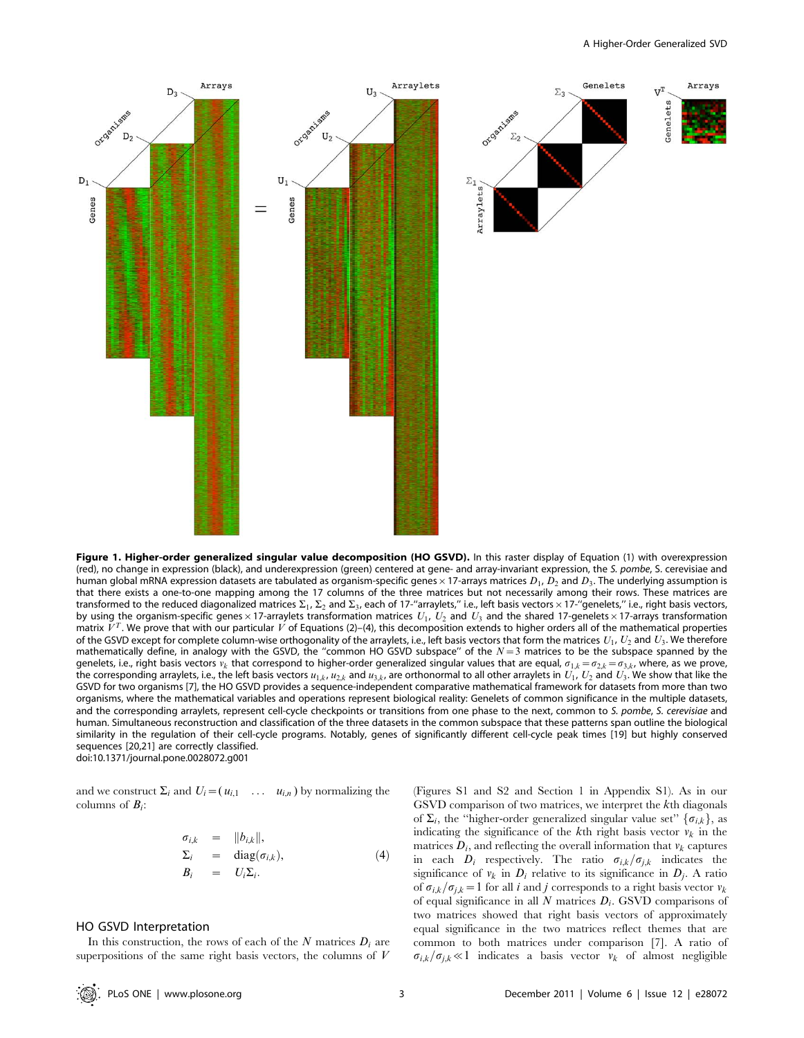Arrays

$D_3$

Organisms

$D_2$

$D_1$

Genes

=

Arraylets

$U_3$

Organisms

$U_2$

$U_1$

Genes

Genelets

$\Sigma_3$

Organisms

$\Sigma_2$

$\Sigma_1$

Arraylets

$V^T$

Arrays

Genelets

**Figure 1. Higher-order generalized singular value decomposition (HO GSVD).** In this raster display of Equation (1) with overexpression (red), no change in expression (black), and underexpression (green) centered at gene- and array-invariant expression, the *S. pombe*, S. cerevisiae and human global mRNA expression datasets are tabulated as organism-specific genes × 17-arrays matrices $D_1$, $D_2$ and $D_3$. The underlying assumption is that there exists a one-to-one mapping among the 17 columns of the three matrices but not necessarily among their rows. These matrices are transformed to the reduced diagonalized matrices $\Sigma_1$, $\Sigma_2$ and $\Sigma_3$, each of 17-"arraylets," i.e., left basis vectors × 17-"genelets," i.e., right basis vectors, by using the organism-specific genes × 17-arraylets transformation matrices $U_1$, $U_2$ and $U_3$ and the shared 17-genelets × 17-arrays transformation matrix $V^T$. We prove that with our particular $V$ of Equations (2)–(4), this decomposition extends to higher orders all of the mathematical properties of the GSVD except for complete column-wise orthogonality of the arraylets, i.e., left basis vectors that form the matrices $U_1$, $U_2$ and $U_3$. We therefore mathematically define, in analogy with the GSVD, the "common HO GSVD subspace" of the $N=3$ matrices to be the subspace spanned by the genelets, i.e., right basis vectors $v_k$ that correspond to higher-order generalized singular values that are equal, $\sigma_{1,k}=\sigma_{2,k}=\sigma_{3,k}$, where, as we prove, the corresponding arraylets, i.e., the left basis vectors $u_{1,k}$, $u_{2,k}$ and $u_{3,k}$, are orthonormal to all other arraylets in $U_1$, $U_2$ and $U_3$. We show that like the GSVD for two organisms [7], the HO GSVD provides a sequence-independent comparative mathematical framework for datasets from more than two organisms, where the mathematical variables and operations represent biological reality: Genelets of common significance in the multiple datasets, and the corresponding arraylets, represent cell-cycle checkpoints or transitions from one phase to the next, common to *S. pombe*, *S. cerevisiae* and human. Simultaneous reconstruction and classification of the three datasets in the common subspace that these patterns span outline the biological similarity in the regulation of their cell-cycle programs. Notably, genes of significantly different cell-cycle peak times [19] but highly conserved sequences [20,21] are correctly classified.
doi:10.1371/journal.pone.0028072.g001

and we construct $\Sigma_i$ and $U_i = (u_{i,1} \quad \dots \quad u_{i,n})$ by normalizing the columns of $B_i$:

$$
\begin{aligned}
\sigma_{i,k} &= \|b_{i,k}\|, \\
\Sigma_i &= \mathrm{diag}(\sigma_{i,k}), \\
B_i &= U_i \Sigma_i.
\end{aligned} \tag{4}
$$

### HO GSVD Interpretation

In this construction, the rows of each of the $N$ matrices $D_i$ are superpositions of the same right basis vectors, the columns of $V$ (Figures S1 and S2 and Section 1 in Appendix S1). As in our GSVD comparison of two matrices, we interpret the $k$th diagonals of $\Sigma_i$, the "higher-order generalized singular value set" $\{\sigma_{i,k}\}$, as indicating the significance of the $k$th right basis vector $v_k$ in the matrices $D_i$, and reflecting the overall information that $v_k$ captures in each $D_i$ respectively. The ratio $\sigma_{i,k}/\sigma_{j,k}$ indicates the significance of $v_k$ in $D_i$ relative to its significance in $D_j$. A ratio of $\sigma_{i,k}/\sigma_{j,k}=1$ for all $i$ and $j$ corresponds to a right basis vector $v_k$ of equal significance in all $N$ matrices $D_i$. GSVD comparisons of two matrices showed that right basis vectors of approximately equal significance in the two matrices reflect themes that are common to both matrices under comparison [7]. A ratio of $\sigma_{i,k}/\sigma_{j,k} \ll 1$ indicates a basis vector $v_k$ of almost negligible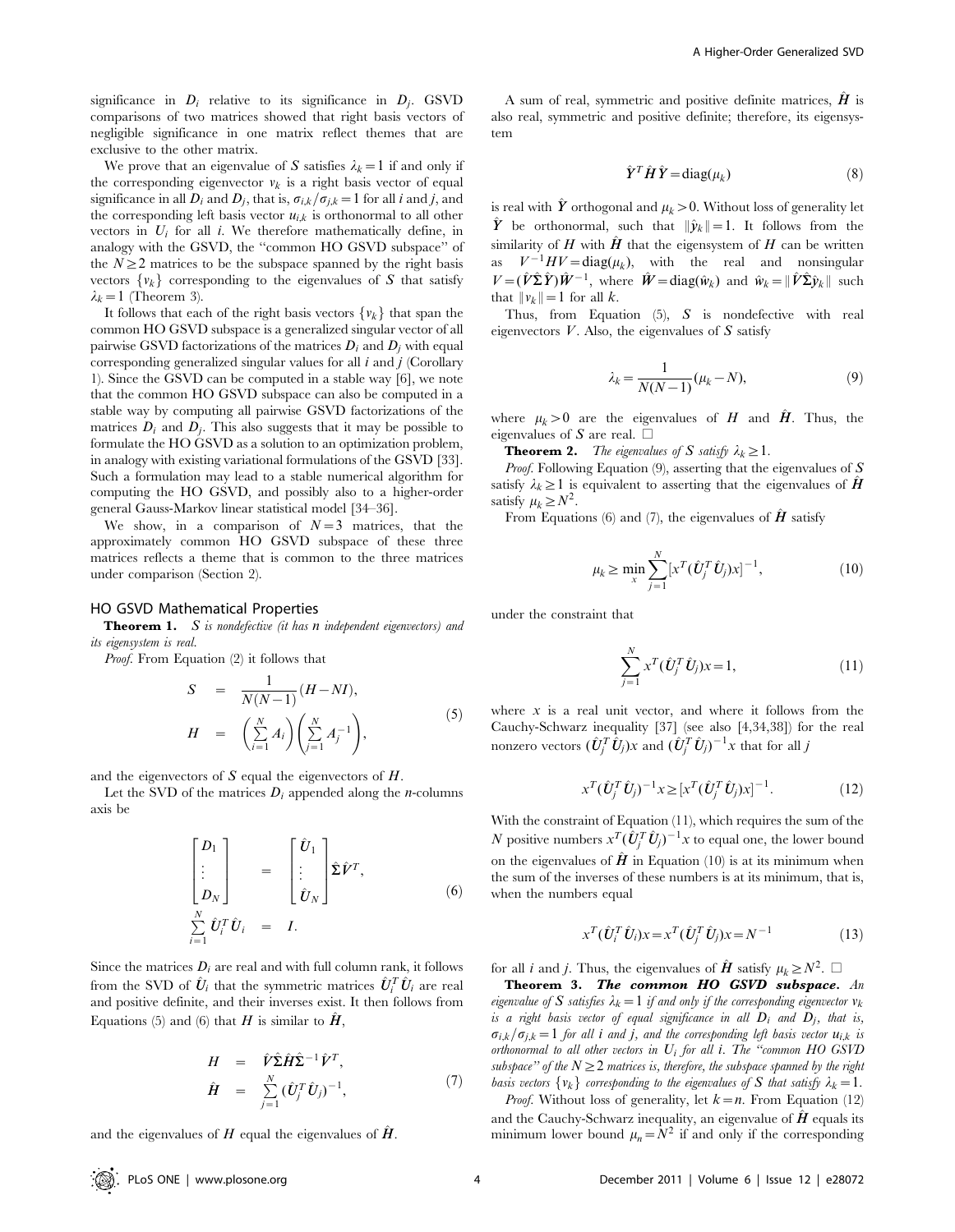significance in $D_i$ relative to its significance in $D_j$. GSVD comparisons of two matrices showed that right basis vectors of negligible significance in one matrix reflect themes that are exclusive to the other matrix.

We prove that an eigenvalue of $S$ satisfies $\lambda_k = 1$ if and only if the corresponding eigenvector $v_k$ is a right basis vector of equal significance in all $D_i$ and $D_j$, that is, $\sigma_{i,k}/\sigma_{j,k} = 1$ for all $i$ and $j$, and the corresponding left basis vector $u_{i,k}$ is orthonormal to all other vectors in $U_i$ for all $i$. We therefore mathematically define, in analogy with the GSVD, the "common HO GSVD subspace" of the $N \geq 2$ matrices to be the subspace spanned by the right basis vectors $\{v_k\}$ corresponding to the eigenvalues of $S$ that satisfy $\lambda_k = 1$ (Theorem 3).

It follows that each of the right basis vectors $\{v_k\}$ that span the common HO GSVD subspace is a generalized singular vector of all pairwise GSVD factorizations of the matrices $D_i$ and $D_j$ with equal corresponding generalized singular values for all $i$ and $j$ (Corollary 1). Since the GSVD can be computed in a stable way [6], we note that the common HO GSVD subspace can also be computed in a stable way by computing all pairwise GSVD factorizations of the matrices $D_i$ and $D_j$. This also suggests that it may be possible to formulate the HO GSVD as a solution to an optimization problem, in analogy with existing variational formulations of the GSVD [33]. Such a formulation may lead to a stable numerical algorithm for computing the HO GSVD, and possibly also to a higher-order general Gauss-Markov linear statistical model [34–36].

We show, in a comparison of $N = 3$ matrices, that the approximately common HO GSVD subspace of these three matrices reflects a theme that is common to the three matrices under comparison (Section 2).

## HO GSVD Mathematical Properties

**Theorem 1.** *$S$ is nondefective (it has $n$ independent eigenvectors) and its eigensystem is real.*

*Proof.* From Equation (2) it follows that

$$
\begin{aligned}
S &= \frac{1}{N(N-1)}(H - NI), \\
H &= \left(\sum_{i=1}^{N} A_i\right)\left(\sum_{j=1}^{N} A_j^{-1}\right),
\end{aligned}
\tag{5}
$$

and the eigenvectors of $S$ equal the eigenvectors of $H$.

Let the SVD of the matrices $D_i$ appended along the $n$-columns axis be

$$
\begin{aligned}
\begin{bmatrix} D_1 \\ \vdots \\ D_N \end{bmatrix} &= \begin{bmatrix} \hat{U}_1 \\ \vdots \\ \hat{U}_N \end{bmatrix} \hat{\Sigma} \hat{V}^T, \\
\sum_{i=1}^{N} \hat{U}_i^T \hat{U}_i &= I.
\end{aligned}
\tag{6}
$$

Since the matrices $D_i$ are real and with full column rank, it follows from the SVD of $\hat{U}_i$ that the symmetric matrices $\hat{U}_i^T \hat{U}_i$ are real and positive definite, and their inverses exist. It then follows from Equations (5) and (6) that $H$ is similar to $\hat{H}$,

$$
\begin{aligned}
H &= \hat{V}\hat{\Sigma}\hat{H}\hat{\Sigma}^{-1}\hat{V}^T, \\
\hat{H} &= \sum_{j=1}^{N} (\hat{U}_j^T \hat{U}_j)^{-1},
\end{aligned}
\tag{7}
$$

and the eigenvalues of $H$ equal the eigenvalues of $\hat{H}$.

A sum of real, symmetric and positive definite matrices, $\hat{H}$ is also real, symmetric and positive definite; therefore, its eigensystem

$$
\hat{Y}^T \hat{H} \hat{Y} = \mathrm{diag}(\mu_k) \tag{8}
$$

is real with $\hat{Y}$ orthogonal and $\mu_k > 0$. Without loss of generality let $\hat{Y}$ be orthonormal, such that $\|\hat{y}_k\| = 1$. It follows from the similarity of $H$ with $\hat{H}$ that the eigensystem of $H$ can be written as $V^{-1}HV = \mathrm{diag}(\mu_k)$, with the real and nonsingular $V = (\hat{V}\hat{\Sigma}\hat{Y})\hat{W}^{-1}$, where $\hat{W} = \mathrm{diag}(\hat{w}_k)$ and $\hat{w}_k = \|\hat{V}\hat{\Sigma}\hat{y}_k\|$ such that $\|v_k\| = 1$ for all $k$.

Thus, from Equation (5), $S$ is nondefective with real eigenvectors $V$. Also, the eigenvalues of $S$ satisfy

$$
\lambda_k = \frac{1}{N(N-1)}(\mu_k - N), \tag{9}
$$

where $\mu_k > 0$ are the eigenvalues of $H$ and $\hat{H}$. Thus, the eigenvalues of $S$ are real. □

**Theorem 2.** *The eigenvalues of $S$ satisfy $\lambda_k \geq 1$.*

*Proof.* Following Equation (9), asserting that the eigenvalues of $S$ satisfy $\lambda_k \geq 1$ is equivalent to asserting that the eigenvalues of $\hat{H}$ satisfy $\mu_k \geq N^2$.

From Equations (6) and (7), the eigenvalues of $\hat{H}$ satisfy

$$
\mu_k \geq \min_x \sum_{j=1}^{N} [x^T(\hat{U}_j^T \hat{U}_j)x]^{-1}, \tag{10}
$$

under the constraint that

$$
\sum_{j=1}^{N} x^T(\hat{U}_j^T \hat{U}_j)x = 1, \tag{11}
$$

where $x$ is a real unit vector, and where it follows from the Cauchy-Schwarz inequality [37] (see also [4,34,38]) for the real nonzero vectors $(\hat{U}_j^T \hat{U}_j)x$ and $(\hat{U}_j^T \hat{U}_j)^{-1}x$ that for all $j$

$$
x^T(\hat{U}_j^T \hat{U}_j)^{-1}x \geq [x^T(\hat{U}_j^T \hat{U}_j)x]^{-1}. \tag{12}
$$

With the constraint of Equation (11), which requires the sum of the $N$ positive numbers $x^T(\hat{U}_j^T \hat{U}_j)^{-1}x$ to equal one, the lower bound on the eigenvalues of $\hat{H}$ in Equation (10) is at its minimum when the sum of the inverses of these numbers is at its minimum, that is, when the numbers equal

$$
x^T(\hat{U}_i^T \hat{U}_i)x = x^T(\hat{U}_j^T \hat{U}_j)x = N^{-1} \tag{13}
$$

for all $i$ and $j$. Thus, the eigenvalues of $\hat{H}$ satisfy $\mu_k \geq N^2$. □

**Theorem 3.** ***The common HO GSVD subspace.*** *An eigenvalue of $S$ satisfies $\lambda_k = 1$ if and only if the corresponding eigenvector $v_k$ is a right basis vector of equal significance in all $D_i$ and $D_j$, that is, $\sigma_{i,k}/\sigma_{j,k} = 1$ for all $i$ and $j$, and the corresponding left basis vector $u_{i,k}$ is orthonormal to all other vectors in $U_i$ for all $i$. The "common HO GSVD subspace" of the $N \geq 2$ matrices is, therefore, the subspace spanned by the right basis vectors $\{v_k\}$ corresponding to the eigenvalues of $S$ that satisfy $\lambda_k = 1$.*

*Proof.* Without loss of generality, let $k = n$. From Equation (12) and the Cauchy-Schwarz inequality, an eigenvalue of $\hat{H}$ equals its minimum lower bound $\mu_n = N^2$ if and only if the corresponding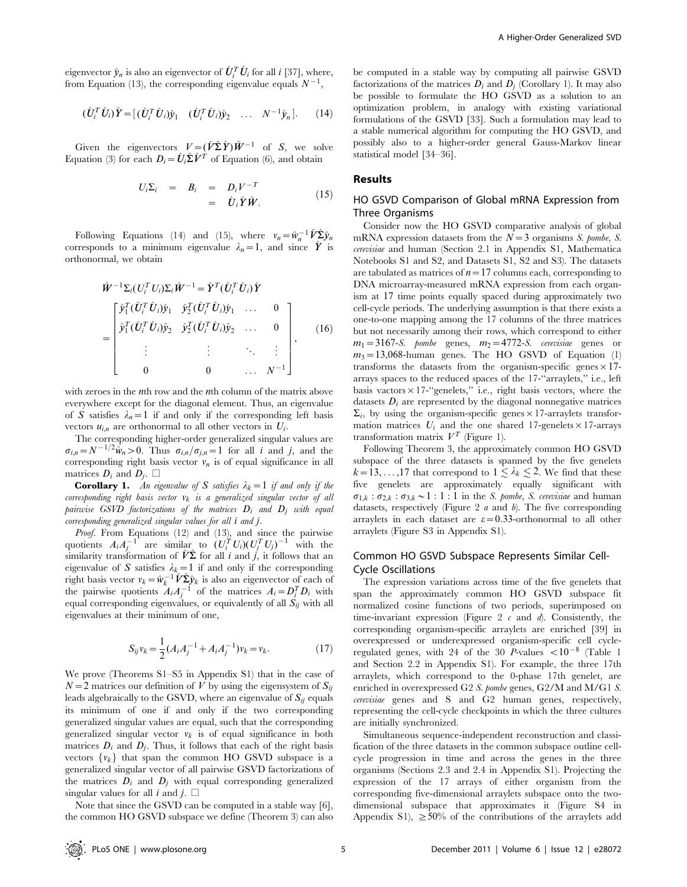eigenvector $\hat{y}_n$ is also an eigenvector of $\hat{U}_i^T \hat{U}_i$ for all $i$ [37], where, from Equation (13), the corresponding eigenvalue equals $N^{-1}$,

$$(\hat{U}_i^T \hat{U}_i)\hat{Y} = [\,(\hat{U}_i^T \hat{U}_i)\hat{y}_1 \quad (\hat{U}_i^T \hat{U}_i)\hat{y}_2 \quad \ldots \quad N^{-1}\hat{y}_n\,]. \qquad (14)$$

Given the eigenvectors $V = (\hat{V}\hat{\Sigma}\hat{Y})\hat{W}^{-1}$ of $S$, we solve Equation (3) for each $D_i = \hat{U}_i\hat{\Sigma}\hat{V}^T$ of Equation (6), and obtain

$$\begin{aligned} U_i\Sigma_i &= B_i = D_i V^{-T} \\ &= \hat{U}_i\hat{Y}\hat{W}. \end{aligned} \qquad (15)$$

Following Equations (14) and (15), where $v_n = \hat{w}_n^{-1}\hat{V}\hat{\Sigma}\hat{y}_n$ corresponds to a minimum eigenvalue $\lambda_n = 1$, and since $\hat{Y}$ is orthonormal, we obtain

$$\hat{W}^{-1}\Sigma_i(U_i^T U_i)\Sigma_i\hat{W}^{-1} = \hat{Y}^T(\hat{U}_i^T\hat{U}_i)\hat{Y}$$
$$= \begin{bmatrix} \hat{y}_1^T(\hat{U}_i^T\hat{U}_i)\hat{y}_1 & \hat{y}_2^T(\hat{U}_i^T\hat{U}_i)\hat{y}_1 & \ldots & 0 \\ \hat{y}_1^T(\hat{U}_i^T\hat{U}_i)\hat{y}_2 & \hat{y}_2^T(\hat{U}_i^T\hat{U}_i)\hat{y}_2 & \ldots & 0 \\ \vdots & \vdots & \ddots & \vdots \\ 0 & 0 & \ldots & N^{-1} \end{bmatrix}, \qquad (16)$$

with zeroes in the $n$th row and the $n$th column of the matrix above everywhere except for the diagonal element. Thus, an eigenvalue of $S$ satisfies $\lambda_n = 1$ if and only if the corresponding left basis vectors $u_{i,n}$ are orthonormal to all other vectors in $U_i$.

The corresponding higher-order generalized singular values are $\sigma_{i,n} = N^{-1/2}\hat{w}_n > 0$. Thus $\sigma_{i,n}/\sigma_{j,n} = 1$ for all $i$ and $j$, and the corresponding right basis vector $v_n$ is of equal significance in all matrices $D_i$ and $D_j$. □

**Corollary 1.** *An eigenvalue of $S$ satisfies $\lambda_k = 1$ if and only if the corresponding right basis vector $v_k$ is a generalized singular vector of all pairwise GSVD factorizations of the matrices $D_i$ and $D_j$ with equal corresponding generalized singular values for all $i$ and $j$.*

*Proof.* From Equations (12) and (13), and since the pairwise quotients $A_iA_j^{-1}$ are similar to $(U_i^T U_i)(U_j^T U_j)^{-1}$ with the similarity transformation of $\hat{V}\hat{\Sigma}$ for all $i$ and $j$, it follows that an eigenvalue of $S$ satisfies $\lambda_k = 1$ if and only if the corresponding right basis vector $v_k = \hat{w}_k^{-1}\hat{V}\hat{\Sigma}\hat{y}_k$ is also an eigenvector of each of the pairwise quotients $A_iA_j^{-1}$ of the matrices $A_i = D_i^T D_i$ with equal corresponding eigenvalues, or equivalently of all $S_{ij}$ with all eigenvalues at their minimum of one,

$$S_{ij}v_k = \frac{1}{2}(A_iA_j^{-1} + A_iA_j^{-1})v_k = v_k. \qquad (17)$$

We prove (Theorems S1–S5 in Appendix S1) that in the case of $N = 2$ matrices our definition of $V$ by using the eigensystem of $S_{ij}$ leads algebraically to the GSVD, where an eigenvalue of $S_{ij}$ equals its minimum of one if and only if the two corresponding generalized singular values are equal, such that the corresponding generalized singular vector $v_k$ is of equal significance in both matrices $D_i$ and $D_j$. Thus, it follows that each of the right basis vectors $\{v_k\}$ that span the common HO GSVD subspace is a generalized singular vector of all pairwise GSVD factorizations of the matrices $D_i$ and $D_j$ with equal corresponding generalized singular values for all $i$ and $j$. □

Note that since the GSVD can be computed in a stable way [6], the common HO GSVD subspace we define (Theorem 3) can also be computed in a stable way by computing all pairwise GSVD factorizations of the matrices $D_i$ and $D_j$ (Corollary 1). It may also be possible to formulate the HO GSVD as a solution to an optimization problem, in analogy with existing variational formulations of the GSVD [33]. Such a formulation may lead to a stable numerical algorithm for computing the HO GSVD, and possibly also to a higher-order general Gauss-Markov linear statistical model [34–36].

## Results

### HO GSVD Comparison of Global mRNA Expression from Three Organisms

Consider now the HO GSVD comparative analysis of global mRNA expression datasets from the $N = 3$ organisms *S. pombe*, *S. cerevisiae* and human (Section 2.1 in Appendix S1, Mathematica Notebooks S1 and S2, and Datasets S1, S2 and S3). The datasets are tabulated as matrices of $n = 17$ columns each, corresponding to DNA microarray-measured mRNA expression from each organism at 17 time points equally spaced during approximately two cell-cycle periods. The underlying assumption is that there exists a one-to-one mapping among the 17 columns of the three matrices but not necessarily among their rows, which correspond to either $m_1 = 3167$-*S. pombe* genes, $m_2 = 4772$-*S. cerevisiae* genes or $m_3 = 13{,}068$-human genes. The HO GSVD of Equation (1) transforms the datasets from the organism-specific genes × 17-arrays spaces to the reduced spaces of the 17-"arraylets," i.e., left basis vactors × 17-"genelets," i.e., right basis vectors, where the datasets $D_i$ are represented by the diagonal nonnegative matrices $\Sigma_i$, by using the organism-specific genes × 17-arraylets transformation matrices $U_i$ and the one shared 17-genelets × 17-arrays transformation matrix $V^T$ (Figure 1).

Following Theorem 3, the approximately common HO GSVD subspace of the three datasets is spanned by the five genelets $k = 13, \ldots, 17$ that correspond to $1 \lesssim \lambda_k \lesssim 2$. We find that these five genelets are approximately equally significant with $\sigma_{1,k} : \sigma_{2,k} : \sigma_{3,k} \sim 1:1:1$ in the *S. pombe*, *S. cerevisiae* and human datasets, respectively (Figure 2 *a* and *b*). The five corresponding arraylets in each dataset are $\varepsilon = 0.33$-orthonormal to all other arraylets (Figure S3 in Appendix S1).

### Common HO GSVD Subspace Represents Similar Cell-Cycle Oscillations

The expression variations across time of the five genelets that span the approximately common HO GSVD subspace fit normalized cosine functions of two periods, superimposed on time-invariant expression (Figure 2 *c* and *d*). Consistently, the corresponding organism-specific arraylets are enriched [39] in overexpressed or underexpressed organism-specific cell cycle-regulated genes, with 24 of the 30 $P$-values $< 10^{-8}$ (Table 1 and Section 2.2 in Appendix S1). For example, the three 17th arraylets, which correspond to the 0-phase 17th genelet, are enriched in overexpressed G2 *S. pombe* genes, G2/M and M/G1 *S. cerevisiae* genes and S and G2 human genes, respectively, representing the cell-cycle checkpoints in which the three cultures are initially synchronized.

Simultaneous sequence-independent reconstruction and classification of the three datasets in the common subspace outline cell-cycle progression in time and across the genes in the three organisms (Sections 2.3 and 2.4 in Appendix S1). Projecting the expression of the 17 arrays of either organism from the corresponding five-dimensional arraylets subspace onto the two-dimensional subspace that approximates it (Figure S4 in Appendix S1), $\geq 50\%$ of the contributions of the arraylets add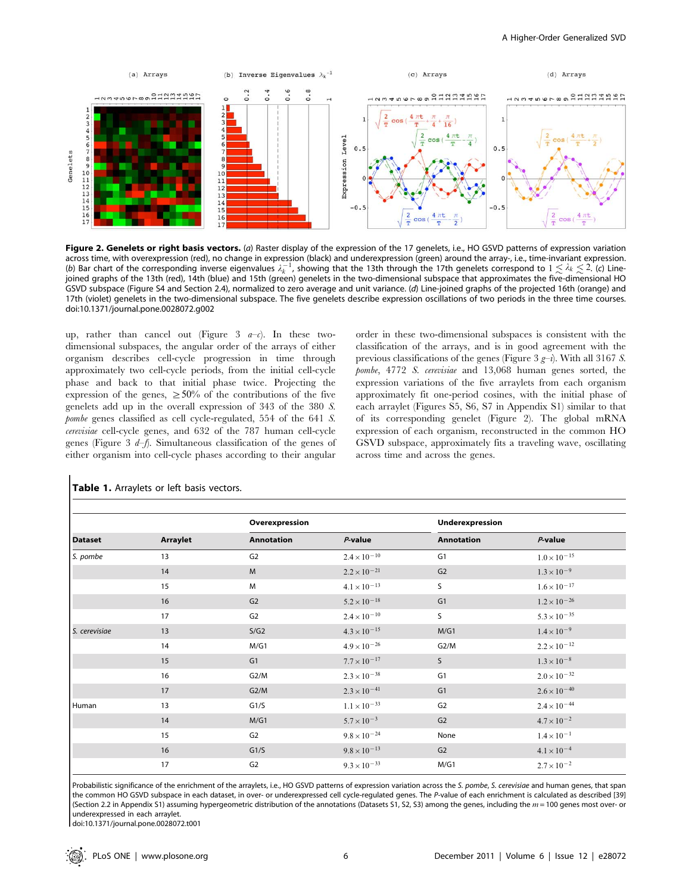(a) Arrays

Genelets

(b) Inverse Eigenvalues $\lambda_k^{-1}$

(c) Arrays

Expression Level

$\sqrt{\frac{2}{T}}\cos\left(\frac{4\pi t}{T}+\frac{\pi}{4}+\frac{\pi}{16}\right)$

$\sqrt{\frac{2}{T}}\cos\left(\frac{4\pi t}{T}-\frac{\pi}{4}\right)$

$\sqrt{\frac{2}{T}}\cos\left(\frac{4\pi t}{T}-\frac{\pi}{2}\right)$

(d) Arrays

$\sqrt{\frac{2}{T}}\cos\left(\frac{4\pi t}{T}-\frac{\pi}{2}\right)$

$\sqrt{\frac{2}{T}}\cos\left(\frac{4\pi t}{T}\right)$

**Figure 2. Genelets or right basis vectors.** (*a*) Raster display of the expression of the 17 genelets, i.e., HO GSVD patterns of expression variation across time, with overexpression (red), no change in expression (black) and underexpression (green) around the array-, i.e., time-invariant expression. (*b*) Bar chart of the corresponding inverse eigenvalues $\lambda_k^{-1}$, showing that the 13th through the 17th genelets correspond to $1 \lesssim \lambda_k \lesssim 2$. (*c*) Line-joined graphs of the 13th (red), 14th (blue) and 15th (green) genelets in the two-dimensional subspace that approximates the five-dimensional HO GSVD subspace (Figure S4 and Section 2.4), normalized to zero average and unit variance. (*d*) Line-joined graphs of the projected 16th (orange) and 17th (violet) genelets in the two-dimensional subspace. The five genelets describe expression oscillations of two periods in the three time courses.
doi:10.1371/journal.pone.0028072.g002

up, rather than cancel out (Figure 3 *a*–*c*). In these two-dimensional subspaces, the angular order of the arrays of either organism describes cell-cycle progression in time through approximately two cell-cycle periods, from the initial cell-cycle phase and back to that initial phase twice. Projecting the expression of the genes, $\geq 50\%$ of the contributions of the five genelets add up in the overall expression of 343 of the 380 *S. pombe* genes classified as cell cycle-regulated, 554 of the 641 *S. cerevisiae* cell-cycle genes, and 632 of the 787 human cell-cycle genes (Figure 3 *d*–*f*). Simultaneous classification of the genes of either organism into cell-cycle phases according to their angular order in these two-dimensional subspaces is consistent with the classification of the arrays, and is in good agreement with the previous classifications of the genes (Figure 3 *g*–*i*). With all 3167 *S. pombe*, 4772 *S. cerevisiae* and 13,068 human genes sorted, the expression variations of the five arraylets from each organism approximately fit one-period cosines, with the initial phase of each arraylet (Figures S5, S6, S7 in Appendix S1) similar to that of its corresponding genelet (Figure 2). The global mRNA expression of each organism, reconstructed in the common HO GSVD subspace, approximately fits a traveling wave, oscillating across time and across the genes.

**Table 1.** Arraylets or left basis vectors.

| | | Overexpression | | Underexpression | |
|---|---|---|---|---|---|
| **Dataset** | **Arraylet** | **Annotation** | ***P*-value** | **Annotation** | ***P*-value** |
| *S. pombe* | 13 | G2 | $2.4\times10^{-10}$ | G1 | $1.0\times10^{-15}$ |
| | 14 | M | $2.2\times10^{-21}$ | G2 | $1.3\times10^{-9}$ |
| | 15 | M | $4.1\times10^{-13}$ | S | $1.6\times10^{-17}$ |
| | 16 | G2 | $5.2\times10^{-18}$ | G1 | $1.2\times10^{-26}$ |
| | 17 | G2 | $2.4\times10^{-10}$ | S | $5.3\times10^{-35}$ |
| *S. cerevisiae* | 13 | S/G2 | $4.3\times10^{-15}$ | M/G1 | $1.4\times10^{-9}$ |
| | 14 | M/G1 | $4.9\times10^{-26}$ | G2/M | $2.2\times10^{-12}$ |
| | 15 | G1 | $7.7\times10^{-17}$ | S | $1.3\times10^{-8}$ |
| | 16 | G2/M | $2.3\times10^{-38}$ | G1 | $2.0\times10^{-32}$ |
| | 17 | G2/M | $2.3\times10^{-41}$ | G1 | $2.6\times10^{-40}$ |
| Human | 13 | G1/S | $1.1\times10^{-33}$ | G2 | $2.4\times10^{-44}$ |
| | 14 | M/G1 | $5.7\times10^{-3}$ | G2 | $4.7\times10^{-2}$ |
| | 15 | G2 | $9.8\times10^{-24}$ | None | $1.4\times10^{-1}$ |
| | 16 | G1/S | $9.8\times10^{-13}$ | G2 | $4.1\times10^{-4}$ |
| | 17 | G2 | $9.3\times10^{-33}$ | M/G1 | $2.7\times10^{-2}$ |

Probabilistic significance of the enrichment of the arraylets, i.e., HO GSVD patterns of expression variation across the *S. pombe*, *S. cerevisiae* and human genes, that span the common HO GSVD subspace in each dataset, in over- or underexpressed cell cycle-regulated genes. The *P*-value of each enrichment is calculated as described [39] (Section 2.2 in Appendix S1) assuming hypergeometric distribution of the annotations (Datasets S1, S2, S3) among the genes, including the $m=100$ genes most over- or underexpressed in each arraylet.
doi:10.1371/journal.pone.0028072.t001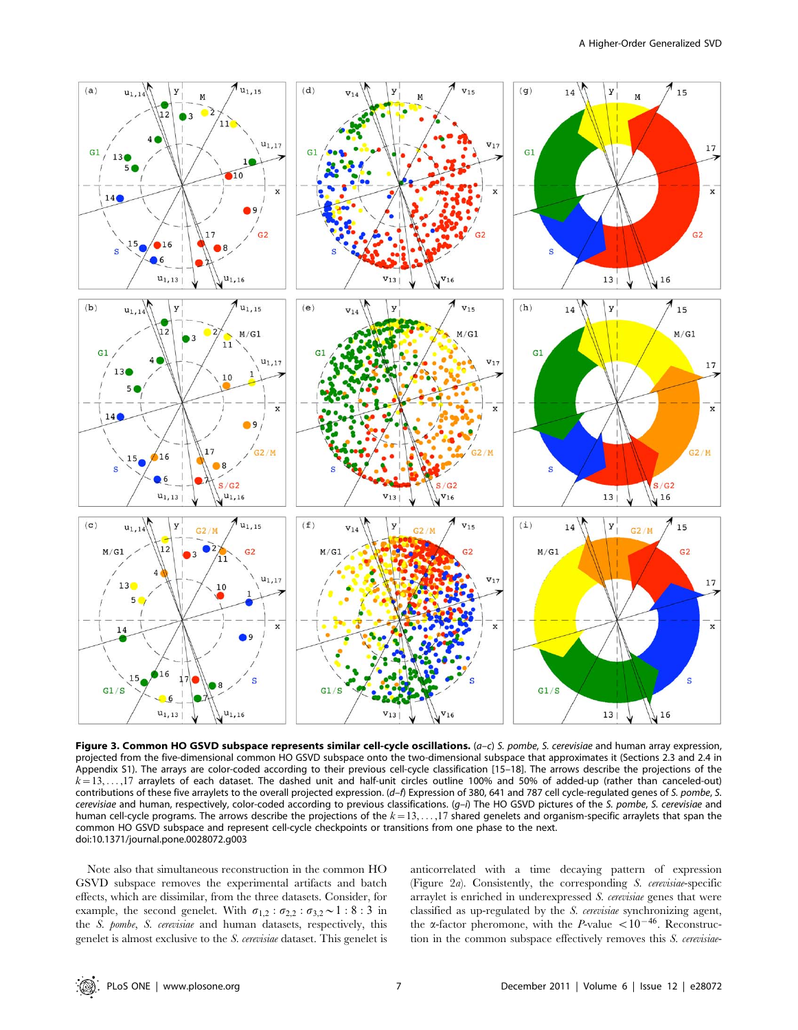(a)

$u_{1,14}$ y $u_{1,15}$ M 12 3 2 11 4 $u_{1,17}$ G1 13 1 5 10 14 x 9 17 G2 15 16 8 S 6 7 $u_{1,13}$ $u_{1,16}$

(b)

$u_{1,14}$ y $u_{1,15}$ 12 3 2 M/G1 11 G1 4 $u_{1,17}$ 13 10 1 5 14 x 9 17 G2/M 15 16 8 S 6 7 S/G2 $u_{1,13}$ $u_{1,16}$

(c)

$u_{1,14}$ y G2/M $u_{1,15}$ M/G1 12 3 2 G2 11 4 $u_{1,17}$ 13 10 1 5 14 x 9 15 16 17 8 S G1/S 6 7 $u_{1,13}$ $u_{1,16}$

(d)

$v_{14}$ y M $v_{15}$ G1 $v_{17}$ x G2 S $v_{13}$ $v_{16}$

(e)

$v_{14}$ y $v_{15}$ M/G1 G1 $v_{17}$ x G2/M S S/G2 $v_{13}$ $v_{16}$

(f)

$v_{14}$ y G2/M $v_{15}$ M/G1 G2 $v_{17}$ x G1/S S $v_{13}$ $v_{16}$

(g)

14 y M 15 G1 17 x G2 S 13 16

(h)

14 y 15 M/G1 G1 17 x G2/M S S/G2 13 16

(i)

14 y G2/M 15 M/G1 G2 17 x G1/S S 13 16

**Figure 3. Common HO GSVD subspace represents similar cell-cycle oscillations.** *(a–c) S. pombe, S. cerevisiae* and human array expression, projected from the five-dimensional common HO GSVD subspace onto the two-dimensional subspace that approximates it (Sections 2.3 and 2.4 in Appendix S1). The arrays are color-coded according to their previous cell-cycle classification [15–18]. The arrows describe the projections of the $k = 13, \ldots, 17$ arraylets of each dataset. The dashed unit and half-unit circles outline 100% and 50% of added-up (rather than canceled-out) contributions of these five arraylets to the overall projected expression. *(d–f)* Expression of 380, 641 and 787 cell cycle-regulated genes of *S. pombe, S. cerevisiae* and human, respectively, color-coded according to previous classifications. *(g–i)* The HO GSVD pictures of the *S. pombe, S. cerevisiae* and human cell-cycle programs. The arrows describe the projections of the $k = 13, \ldots, 17$ shared genelets and organism-specific arraylets that span the common HO GSVD subspace and represent cell-cycle checkpoints or transitions from one phase to the next.
doi:10.1371/journal.pone.0028072.g003

Note also that simultaneous reconstruction in the common HO GSVD subspace removes the experimental artifacts and batch effects, which are dissimilar, from the three datasets. Consider, for example, the second genelet. With $\sigma_{1,2} : \sigma_{2,2} : \sigma_{3,2} \sim 1 : 8 : 3$ in the *S. pombe, S. cerevisiae* and human datasets, respectively, this genelet is almost exclusive to the *S. cerevisiae* dataset. This genelet is anticorrelated with a time decaying pattern of expression (Figure 2*a*). Consistently, the corresponding *S. cerevisiae*-specific arraylet is enriched in underexpressed *S. cerevisiae* genes that were classified as up-regulated by the *S. cerevisiae* synchronizing agent, the α-factor pheromone, with the *P*-value $<10^{-46}$. Reconstruction in the common subspace effectively removes this *S. cerevisiae*-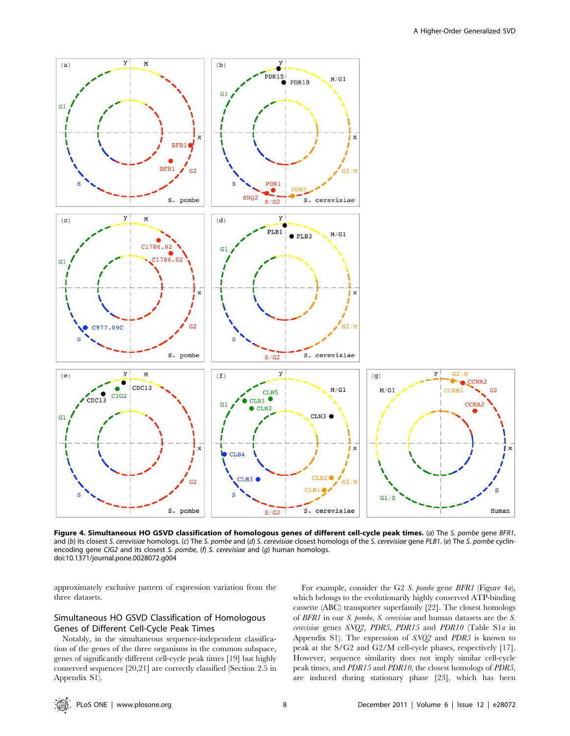(a)
y
M
G1
x
BFR1
BFR1
G2
S
S. pombe

(b)
y
PDR15
PDR10
M/G1
G1
x
G2/M
S
PDR1
SNQ2
PDR5
S/G2
S. cerevisiae

(c)
y
M
C1786.02
C1786.02
G1
x
C977.09C
G2
S
S. pombe

(d)
y
PLB1
PLB3
M/G1
G1
x
G2/M
S
S/G2
S. cerevisiae

(e)
y
M
CDC13
CIG2
CDC13
G1
x
G2
S
S. pombe

(f)
y
CLB5
M/G1
G1
CLN1
CLN2
CLN3
x
CLB4
CLB3
CLB2
G2/M
CLB1
S
S/G2
S. cerevisiae

(g)
y
G2/M
CCNA2
M/G1
CCNB2
G2
CCNA2
x
S
G1/S
Human

**Figure 4. Simultaneous HO GSVD classification of homologous genes of different cell-cycle peak times.** (*a*) The *S. pombe* gene *BFR1*, and (*b*) its closest *S. cerevisiae* homologs. (*c*) The *S. pombe* and (*d*) *S. cerevisiae* closest homologs of the *S. cerevisiae* gene *PLB1*. (*e*) The *S. pombe* cyclin-encoding gene *CIG2* and its closest *S. pombe*, (*f*) *S. cerevisiae* and (*g*) human homologs.
doi:10.1371/journal.pone.0028072.g004

approximately exclusive pattern of expression variation from the three datasets.

## Simultaneous HO GSVD Classification of Homologous Genes of Different Cell-Cycle Peak Times

Notably, in the simultaneous sequence-independent classification of the genes of the three organisms in the common subspace, genes of significantly different cell-cycle peak times [19] but highly conserved sequences [20,21] are correctly classified (Section 2.5 in Appendix S1).

For example, consider the G2 *S. pombe* gene *BFR1* (Figure 4*a*), which belongs to the evolutionarily highly conserved ATP-binding cassette (ABC) transporter superfamily [22]. The closest homologs of *BFR1* in our *S. pombe*, *S. cerevisiae* and human datasets are the *S. cerevisiae* genes *SNQ2*, *PDR5*, *PDR15* and *PDR10* (Table S1*a* in Appendix S1). The expression of *SNQ2* and *PDR5* is known to peak at the S/G2 and G2/M cell-cycle phases, respectively [17]. However, sequence similarity does not imply similar cell-cycle peak times, and *PDR15* and *PDR10*, the closest homologs of *PDR5*, are induced during stationary phase [23], which has been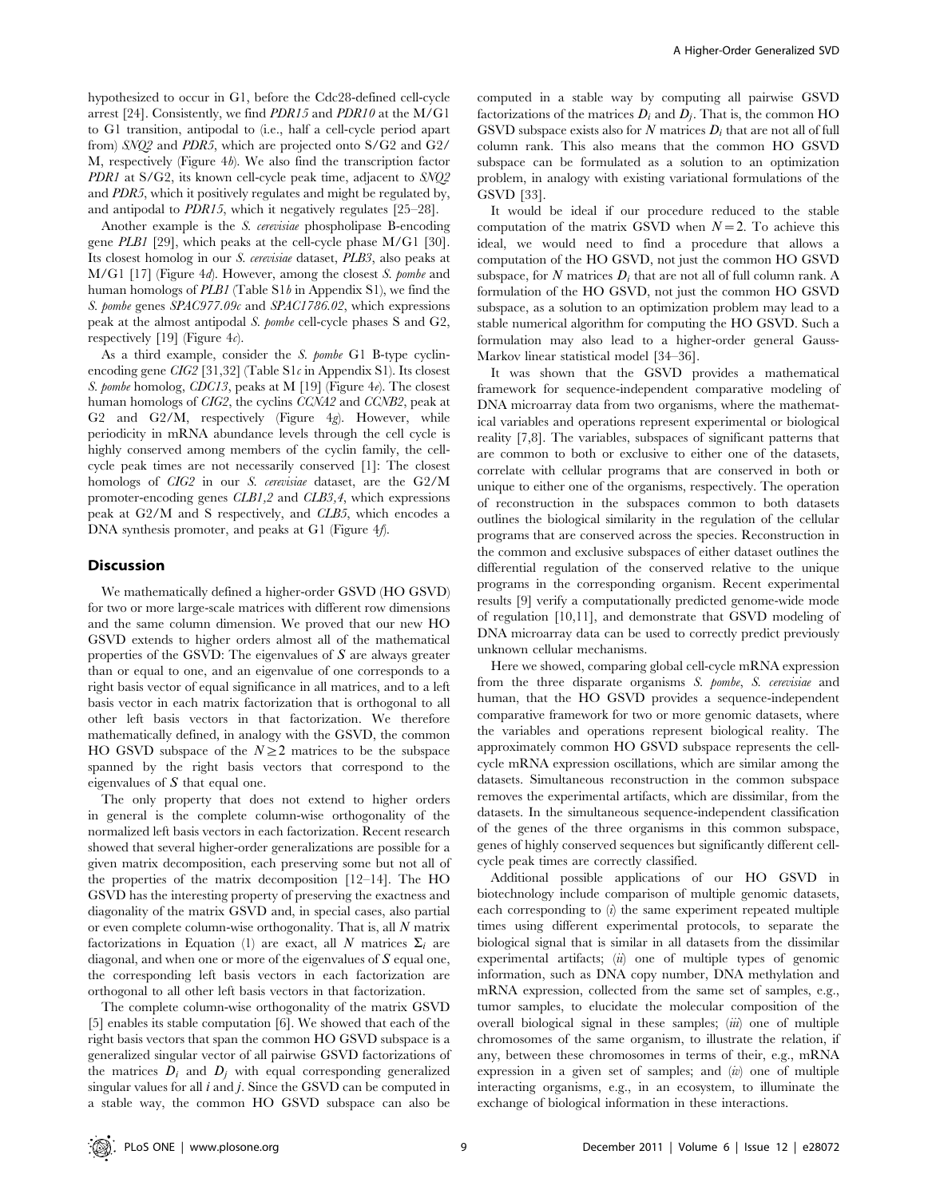hypothesized to occur in G1, before the Cdc28-defined cell-cycle arrest [24]. Consistently, we find *PDR15* and *PDR10* at the M/G1 to G1 transition, antipodal to (i.e., half a cell-cycle period apart from) *SNQ2* and *PDR5*, which are projected onto S/G2 and G2/M, respectively (Figure 4*b*). We also find the transcription factor *PDR1* at S/G2, its known cell-cycle peak time, adjacent to *SNQ2* and *PDR5*, which it positively regulates and might be regulated by, and antipodal to *PDR15*, which it negatively regulates [25–28].

Another example is the *S. cerevisiae* phospholipase B-encoding gene *PLB1* [29], which peaks at the cell-cycle phase M/G1 [30]. Its closest homolog in our *S. cerevisiae* dataset, *PLB3*, also peaks at M/G1 [17] (Figure 4*d*). However, among the closest *S. pombe* and human homologs of *PLB1* (Table S1*b* in Appendix S1), we find the *S. pombe* genes *SPAC977.09c* and *SPAC1786.02*, which expressions peak at the almost antipodal *S. pombe* cell-cycle phases S and G2, respectively [19] (Figure 4*c*).

As a third example, consider the *S. pombe* G1 B-type cyclin-encoding gene *CIG2* [31,32] (Table S1*c* in Appendix S1). Its closest *S. pombe* homolog, *CDC13*, peaks at M [19] (Figure 4*e*). The closest human homologs of *CIG2*, the cyclins *CCNA2* and *CCNB2*, peak at G2 and G2/M, respectively (Figure 4*g*). However, while periodicity in mRNA abundance levels through the cell cycle is highly conserved among members of the cyclin family, the cell-cycle peak times are not necessarily conserved [1]: The closest homologs of *CIG2* in our *S. cerevisiae* dataset, are the G2/M promoter-encoding genes *CLB1,2* and *CLB3,4*, which expressions peak at G2/M and S respectively, and *CLB5*, which encodes a DNA synthesis promoter, and peaks at G1 (Figure 4*f*).

## Discussion

We mathematically defined a higher-order GSVD (HO GSVD) for two or more large-scale matrices with different row dimensions and the same column dimension. We proved that our new HO GSVD extends to higher orders almost all of the mathematical properties of the GSVD: The eigenvalues of $S$ are always greater than or equal to one, and an eigenvalue of one corresponds to a right basis vector of equal significance in all matrices, and to a left basis vector in each matrix factorization that is orthogonal to all other left basis vectors in that factorization. We therefore mathematically defined, in analogy with the GSVD, the common HO GSVD subspace of the $N \geq 2$ matrices to be the subspace spanned by the right basis vectors that correspond to the eigenvalues of $S$ that equal one.

The only property that does not extend to higher orders in general is the complete column-wise orthogonality of the normalized left basis vectors in each factorization. Recent research showed that several higher-order generalizations are possible for a given matrix decomposition, each preserving some but not all of the properties of the matrix decomposition [12–14]. The HO GSVD has the interesting property of preserving the exactness and diagonality of the matrix GSVD and, in special cases, also partial or even complete column-wise orthogonality. That is, all $N$ matrix factorizations in Equation (1) are exact, all $N$ matrices $\Sigma_i$ are diagonal, and when one or more of the eigenvalues of $S$ equal one, the corresponding left basis vectors in each factorization are orthogonal to all other left basis vectors in that factorization.

The complete column-wise orthogonality of the matrix GSVD [5] enables its stable computation [6]. We showed that each of the right basis vectors that span the common HO GSVD subspace is a generalized singular vector of all pairwise GSVD factorizations of the matrices $D_i$ and $D_j$ with equal corresponding generalized singular values for all $i$ and $j$. Since the GSVD can be computed in a stable way, the common HO GSVD subspace can also be computed in a stable way by computing all pairwise GSVD factorizations of the matrices $D_i$ and $D_j$. That is, the common HO GSVD subspace exists also for $N$ matrices $D_i$ that are not all of full column rank. This also means that the common HO GSVD subspace can be formulated as a solution to an optimization problem, in analogy with existing variational formulations of the GSVD [33].

It would be ideal if our procedure reduced to the stable computation of the matrix GSVD when $N = 2$. To achieve this ideal, we would need to find a procedure that allows a computation of the HO GSVD, not just the common HO GSVD subspace, for $N$ matrices $D_i$ that are not all of full column rank. A formulation of the HO GSVD, not just the common HO GSVD subspace, as a solution to an optimization problem may lead to a stable numerical algorithm for computing the HO GSVD. Such a formulation may also lead to a higher-order general Gauss-Markov linear statistical model [34–36].

It was shown that the GSVD provides a mathematical framework for sequence-independent comparative modeling of DNA microarray data from two organisms, where the mathematical variables and operations represent experimental or biological reality [7,8]. The variables, subspaces of significant patterns that are common to both or exclusive to either one of the datasets, correlate with cellular programs that are conserved in both or unique to either one of the organisms, respectively. The operation of reconstruction in the subspaces common to both datasets outlines the biological similarity in the regulation of the cellular programs that are conserved across the species. Reconstruction in the common and exclusive subspaces of either dataset outlines the differential regulation of the conserved relative to the unique programs in the corresponding organism. Recent experimental results [9] verify a computationally predicted genome-wide mode of regulation [10,11], and demonstrate that GSVD modeling of DNA microarray data can be used to correctly predict previously unknown cellular mechanisms.

Here we showed, comparing global cell-cycle mRNA expression from the three disparate organisms *S. pombe*, *S. cerevisiae* and human, that the HO GSVD provides a sequence-independent comparative framework for two or more genomic datasets, where the variables and operations represent biological reality. The approximately common HO GSVD subspace represents the cell-cycle mRNA expression oscillations, which are similar among the datasets. Simultaneous reconstruction in the common subspace removes the experimental artifacts, which are dissimilar, from the datasets. In the simultaneous sequence-independent classification of the genes of the three organisms in this common subspace, genes of highly conserved sequences but significantly different cell-cycle peak times are correctly classified.

Additional possible applications of our HO GSVD in biotechnology include comparison of multiple genomic datasets, each corresponding to (*i*) the same experiment repeated multiple times using different experimental protocols, to separate the biological signal that is similar in all datasets from the dissimilar experimental artifacts; (*ii*) one of multiple types of genomic information, such as DNA copy number, DNA methylation and mRNA expression, collected from the same set of samples, e.g., tumor samples, to elucidate the molecular composition of the overall biological signal in these samples; (*iii*) one of multiple chromosomes of the same organism, to illustrate the relation, if any, between these chromosomes in terms of their, e.g., mRNA expression in a given set of samples; and (*iv*) one of multiple interacting organisms, e.g., in an ecosystem, to illuminate the exchange of biological information in these interactions.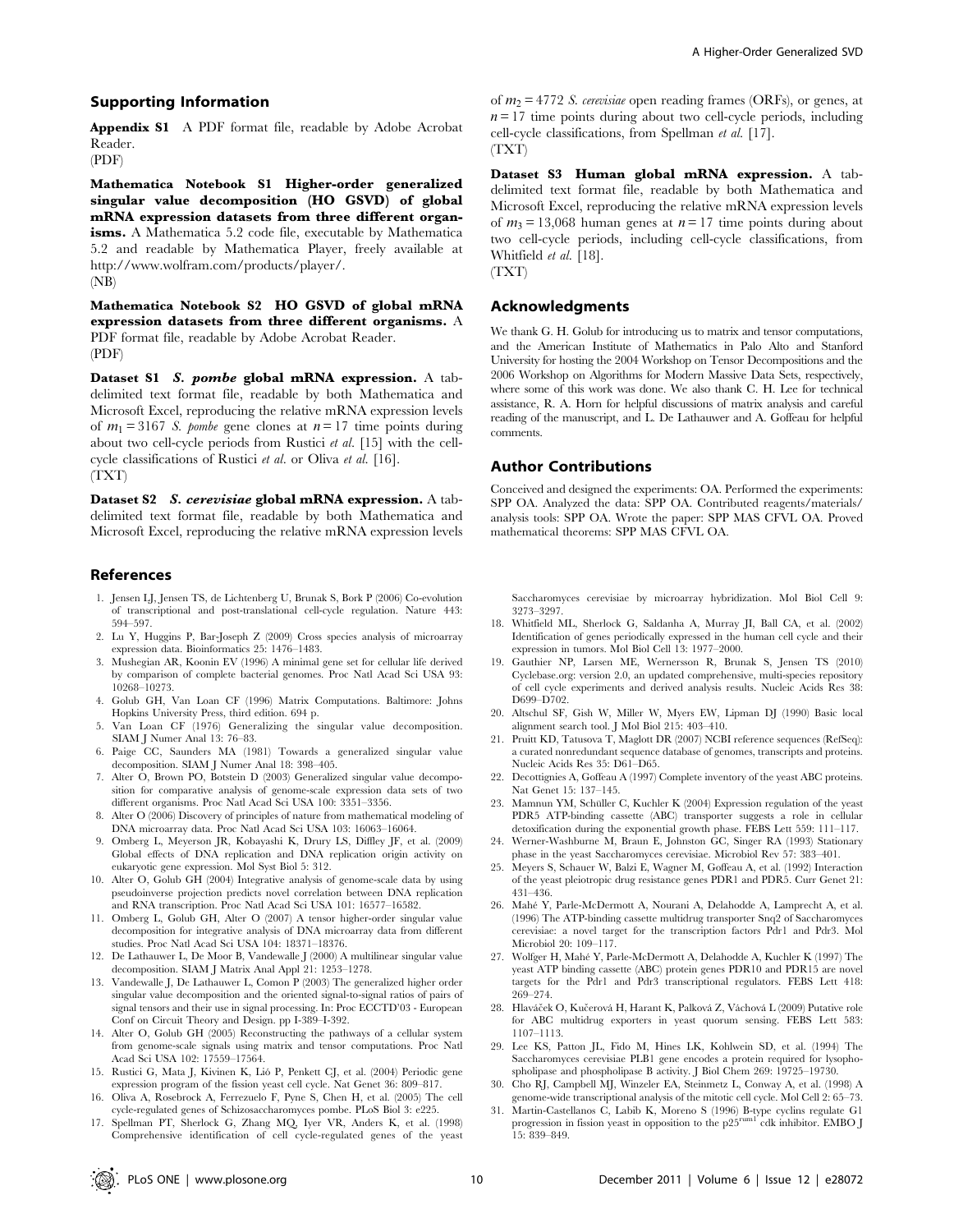## Supporting Information

**Appendix S1** A PDF format file, readable by Adobe Acrobat Reader.
(PDF)

**Mathematica Notebook S1 Higher-order generalized singular value decomposition (HO GSVD) of global mRNA expression datasets from three different organisms.** A Mathematica 5.2 code file, executable by Mathematica 5.2 and readable by Mathematica Player, freely available at http://www.wolfram.com/products/player/.
(NB)

**Mathematica Notebook S2 HO GSVD of global mRNA expression datasets from three different organisms.** A PDF format file, readable by Adobe Acrobat Reader.
(PDF)

**Dataset S1 *S. pombe* global mRNA expression.** A tab-delimited text format file, readable by both Mathematica and Microsoft Excel, reproducing the relative mRNA expression levels of $m_1 = 3167$ *S. pombe* gene clones at $n = 17$ time points during about two cell-cycle periods from Rustici *et al.* [15] with the cell-cycle classifications of Rustici *et al.* or Oliva *et al.* [16].
(TXT)

**Dataset S2 *S. cerevisiae* global mRNA expression.** A tab-delimited text format file, readable by both Mathematica and Microsoft Excel, reproducing the relative mRNA expression levels of $m_2 = 4772$ *S. cerevisiae* open reading frames (ORFs), or genes, at $n = 17$ time points during about two cell-cycle periods, including cell-cycle classifications, from Spellman *et al.* [17].
(TXT)

**Dataset S3 Human global mRNA expression.** A tab-delimited text format file, readable by both Mathematica and Microsoft Excel, reproducing the relative mRNA expression levels of $m_3 = 13{,}068$ human genes at $n = 17$ time points during about two cell-cycle periods, including cell-cycle classifications, from Whitfield *et al.* [18].
(TXT)

## Acknowledgments

We thank G. H. Golub for introducing us to matrix and tensor computations, and the American Institute of Mathematics in Palo Alto and Stanford University for hosting the 2004 Workshop on Tensor Decompositions and the 2006 Workshop on Algorithms for Modern Massive Data Sets, respectively, where some of this work was done. We also thank C. H. Lee for technical assistance, R. A. Horn for helpful discussions of matrix analysis and careful reading of the manuscript, and L. De Lathauwer and A. Goffeau for helpful comments.

## Author Contributions

Conceived and designed the experiments: OA. Performed the experiments: SPP OA. Analyzed the data: SPP OA. Contributed reagents/materials/analysis tools: SPP OA. Wrote the paper: SPP MAS CFVL OA. Proved mathematical theorems: SPP MAS CFVL OA.

## References

1. Jensen LJ, Jensen TS, de Lichtenberg U, Brunak S, Bork P (2006) Co-evolution of transcriptional and post-translational cell-cycle regulation. Nature 443: 594–597.
2. Lu Y, Huggins P, Bar-Joseph Z (2009) Cross species analysis of microarray expression data. Bioinformatics 25: 1476–1483.
3. Mushegian AR, Koonin EV (1996) A minimal gene set for cellular life derived by comparison of complete bacterial genomes. Proc Natl Acad Sci USA 93: 10268–10273.
4. Golub GH, Van Loan CF (1996) Matrix Computations. Baltimore: Johns Hopkins University Press, third edition. 694 p.
5. Van Loan CF (1976) Generalizing the singular value decomposition. SIAM J Numer Anal 13: 76–83.
6. Paige CC, Saunders MA (1981) Towards a generalized singular value decomposition. SIAM J Numer Anal 18: 398–405.
7. Alter O, Brown PO, Botstein D (2003) Generalized singular value decomposition for comparative analysis of genome-scale expression data sets of two different organisms. Proc Natl Acad Sci USA 100: 3351–3356.
8. Alter O (2006) Discovery of principles of nature from mathematical modeling of DNA microarray data. Proc Natl Acad Sci USA 103: 16063–16064.
9. Omberg L, Meyerson JR, Kobayashi K, Drury LS, Diffley JF, et al. (2009) Global effects of DNA replication and DNA replication origin activity on eukaryotic gene expression. Mol Syst Biol 5: 312.
10. Alter O, Golub GH (2004) Integrative analysis of genome-scale data by using pseudoinverse projection predicts novel correlation between DNA replication and RNA transcription. Proc Natl Acad Sci USA 101: 16577–16582.
11. Omberg L, Golub GH, Alter O (2007) A tensor higher-order singular value decomposition for integrative analysis of DNA microarray data from different studies. Proc Natl Acad Sci USA 104: 18371–18376.
12. De Lathauwer L, De Moor B, Vandewalle J (2000) A multilinear singular value decomposition. SIAM J Matrix Anal Appl 21: 1253–1278.
13. Vandewalle J, De Lathauwer L, Comon P (2003) The generalized higher order singular value decomposition and the oriented signal-to-signal ratios of pairs of signal tensors and their use in signal processing. In: Proc ECCTD'03 - European Conf on Circuit Theory and Design. pp I-389–I-392.
14. Alter O, Golub GH (2005) Reconstructing the pathways of a cellular system from genome-scale signals using matrix and tensor computations. Proc Natl Acad Sci USA 102: 17559–17564.
15. Rustici G, Mata J, Kivinen K, Lió P, Penkett CJ, et al. (2004) Periodic gene expression program of the fission yeast cell cycle. Nat Genet 36: 809–817.
16. Oliva A, Rosebrock A, Ferrezuelo F, Pyne S, Chen H, et al. (2005) The cell cycle-regulated genes of Schizosaccharomyces pombe. PLoS Biol 3: e225.
17. Spellman PT, Sherlock G, Zhang MQ, Iyer VR, Anders K, et al. (1998) Comprehensive identification of cell cycle-regulated genes of the yeast Saccharomyces cerevisiae by microarray hybridization. Mol Biol Cell 9: 3273–3297.
18. Whitfield ML, Sherlock G, Saldanha A, Murray JI, Ball CA, et al. (2002) Identification of genes periodically expressed in the human cell cycle and their expression in tumors. Mol Biol Cell 13: 1977–2000.
19. Gauthier NP, Larsen ME, Wernersson R, Brunak S, Jensen TS (2010) Cyclebase.org: version 2.0, an updated comprehensive, multi-species repository of cell cycle experiments and derived analysis results. Nucleic Acids Res 38: D699–D702.
20. Altschul SF, Gish W, Miller W, Myers EW, Lipman DJ (1990) Basic local alignment search tool. J Mol Biol 215: 403–410.
21. Pruitt KD, Tatusova T, Maglott DR (2007) NCBI reference sequences (RefSeq): a curated nonredundant sequence database of genomes, transcripts and proteins. Nucleic Acids Res 35: D61–D65.
22. Decottignies A, Goffeau A (1997) Complete inventory of the yeast ABC proteins. Nat Genet 15: 137–145.
23. Mamnun YM, Schüller C, Kuchler K (2004) Expression regulation of the yeast PDR5 ATP-binding cassette (ABC) transporter suggests a role in cellular detoxification during the exponential growth phase. FEBS Lett 559: 111–117.
24. Werner-Washburne M, Braun E, Johnston GC, Singer RA (1993) Stationary phase in the yeast Saccharomyces cerevisiae. Microbiol Rev 57: 383–401.
25. Meyers S, Schauer W, Balzi E, Wagner M, Goffeau A, et al. (1992) Interaction of the yeast pleiotropic drug resistance genes PDR1 and PDR5. Curr Genet 21: 431–436.
26. Mahé Y, Parle-McDermott A, Nourani A, Delahodde A, Lamprecht A, et al. (1996) The ATP-binding cassette multidrug transporter Snq2 of Saccharomyces cerevisiae: a novel target for the transcription factors Pdr1 and Pdr3. Mol Microbiol 20: 109–117.
27. Wolfger H, Mahé Y, Parle-McDermott A, Delahodde A, Kuchler K (1997) The yeast ATP binding cassette (ABC) protein genes PDR10 and PDR15 are novel targets for the Pdr1 and Pdr3 transcriptional regulators. FEBS Lett 418: 269–274.
28. Hlaváček O, Kučerová H, Harant K, Palková Z, Váchová L (2009) Putative role for ABC multidrug exporters in yeast quorum sensing. FEBS Lett 583: 1107–1113.
29. Lee KS, Patton JL, Fido M, Hines LK, Kohlwein SD, et al. (1994) The Saccharomyces cerevisiae PLB1 gene encodes a protein required for lysophospholipase and phospholipase B activity. J Biol Chem 269: 19725–19730.
30. Cho RJ, Campbell MJ, Winzeler EA, Steinmetz L, Conway A, et al. (1998) A genome-wide transcriptional analysis of the mitotic cell cycle. Mol Cell 2: 65–73.
31. Martin-Castellanos C, Labib K, Moreno S (1996) B-type cyclins regulate G1 progression in fission yeast in opposition to the $p25^{rum1}$ cdk inhibitor. EMBO J 15: 839–849.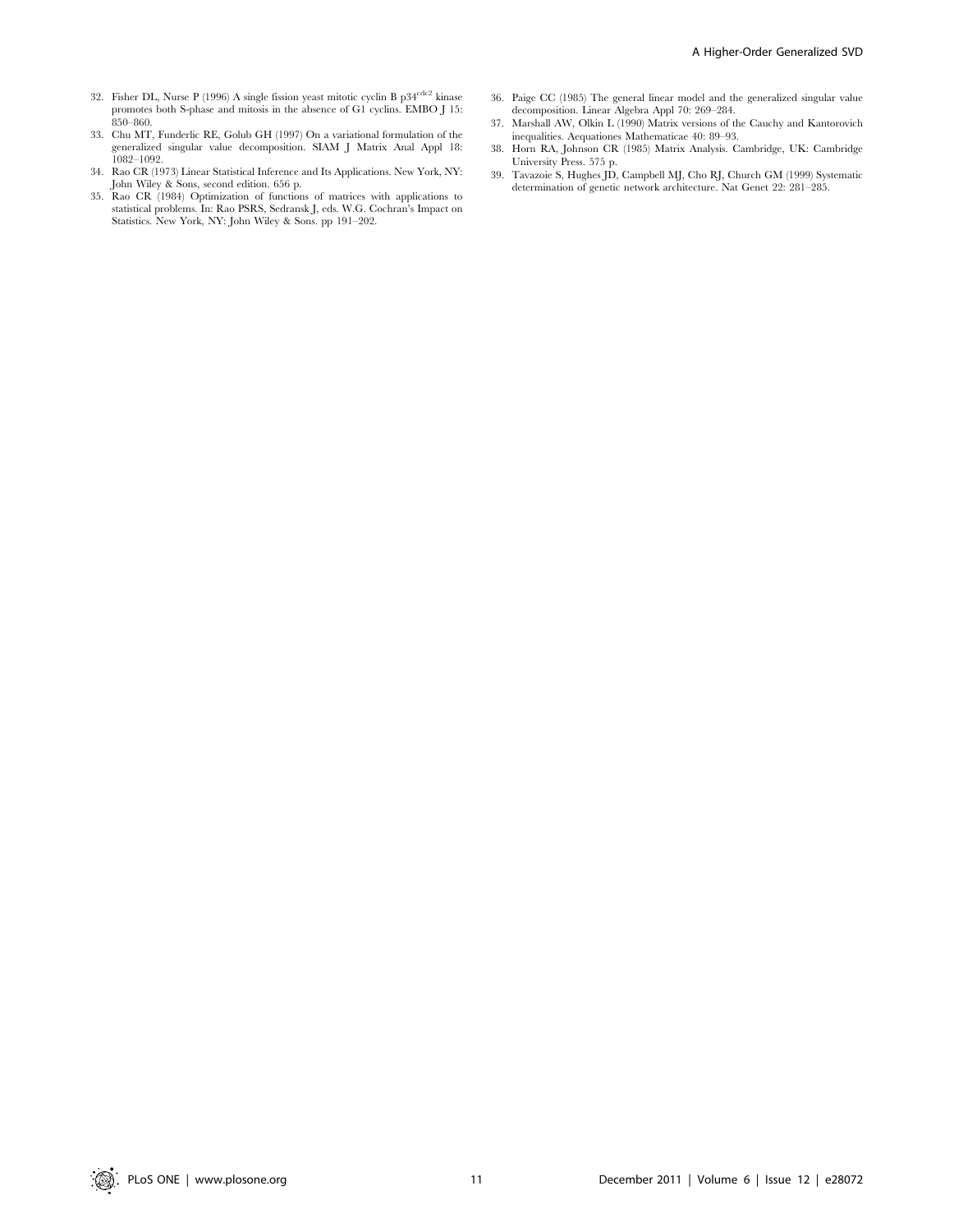32. Fisher DL, Nurse P (1996) A single fission yeast mitotic cyclin B p34[cdc2] kinase promotes both S-phase and mitosis in the absence of G1 cyclins. EMBO J 15: 850–860.
33. Chu MT, Funderlic RE, Golub GH (1997) On a variational formulation of the generalized singular value decomposition. SIAM J Matrix Anal Appl 18: 1082–1092.
34. Rao CR (1973) Linear Statistical Inference and Its Applications. New York, NY: John Wiley & Sons, second edition. 656 p.
35. Rao CR (1984) Optimization of functions of matrices with applications to statistical problems. In: Rao PSRS, Sedransk J, eds. W.G. Cochran's Impact on Statistics. New York, NY: John Wiley & Sons. pp 191–202.
36. Paige CC (1985) The general linear model and the generalized singular value decomposition. Linear Algebra Appl 70: 269–284.
37. Marshall AW, Olkin L (1990) Matrix versions of the Cauchy and Kantorovich inequalities. Aequationes Mathematicae 40: 89–93.
38. Horn RA, Johnson CR (1985) Matrix Analysis. Cambridge, UK: Cambridge University Press. 575 p.
39. Tavazoie S, Hughes JD, Campbell MJ, Cho RJ, Church GM (1999) Systematic determination of genetic network architecture. Nat Genet 22: 281–285.